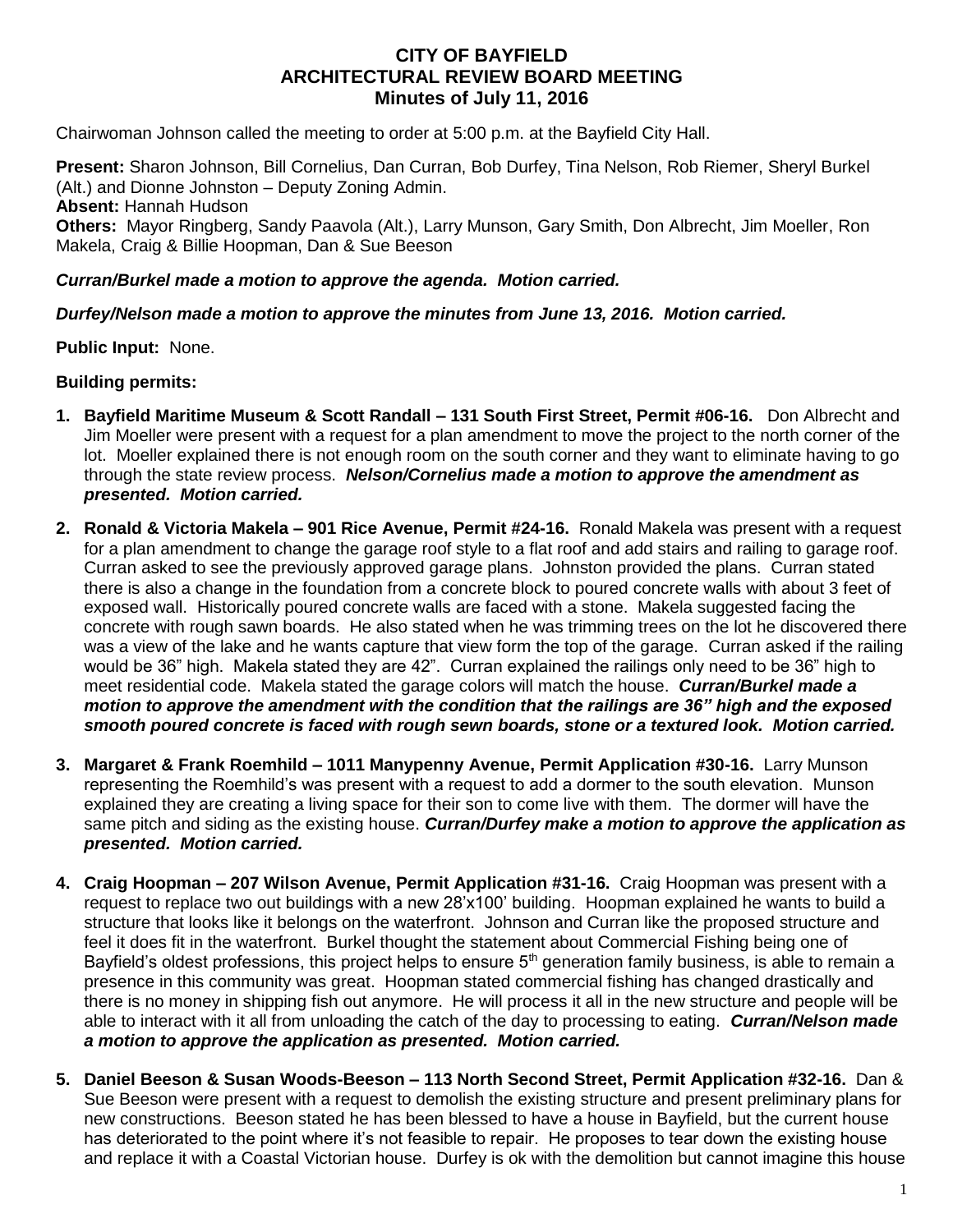# CITY OF BAYFIELD
## ARCHITECTURAL REVIEW BOARD MEETING
### Minutes of July 11, 2016

Chairwoman Johnson called the meeting to order at 5:00 p.m. at the Bayfield City Hall.

**Present:** Sharon Johnson, Bill Cornelius, Dan Curran, Bob Durfey, Tina Nelson, Rob Riemer, Sheryl Burkel (Alt.) and Dionne Johnston – Deputy Zoning Admin.
**Absent:** Hannah Hudson
**Others:** Mayor Ringberg, Sandy Paavola (Alt.), Larry Munson, Gary Smith, Don Albrecht, Jim Moeller, Ron Makela, Craig & Billie Hoopman, Dan & Sue Beeson

***Curran/Burkel made a motion to approve the agenda. Motion carried.***

***Durfey/Nelson made a motion to approve the minutes from June 13, 2016. Motion carried.***

**Public Input:** None.

**Building permits:**

1. **Bayfield Maritime Museum & Scott Randall – 131 South First Street, Permit #06-16.** Don Albrecht and Jim Moeller were present with a request for a plan amendment to move the project to the north corner of the lot. Moeller explained there is not enough room on the south corner and they want to eliminate having to go through the state review process. ***Nelson/Cornelius made a motion to approve the amendment as presented. Motion carried.***

2. **Ronald & Victoria Makela – 901 Rice Avenue, Permit #24-16.** Ronald Makela was present with a request for a plan amendment to change the garage roof style to a flat roof and add stairs and railing to garage roof. Curran asked to see the previously approved garage plans. Johnston provided the plans. Curran stated there is also a change in the foundation from a concrete block to poured concrete walls with about 3 feet of exposed wall. Historically poured concrete walls are faced with a stone. Makela suggested facing the concrete with rough sawn boards. He also stated when he was trimming trees on the lot he discovered there was a view of the lake and he wants capture that view form the top of the garage. Curran asked if the railing would be 36" high. Makela stated they are 42". Curran explained the railings only need to be 36" high to meet residential code. Makela stated the garage colors will match the house. ***Curran/Burkel made a motion to approve the amendment with the condition that the railings are 36" high and the exposed smooth poured concrete is faced with rough sewn boards, stone or a textured look. Motion carried.***

3. **Margaret & Frank Roemhild – 1011 Manypenny Avenue, Permit Application #30-16.** Larry Munson representing the Roemhild's was present with a request to add a dormer to the south elevation. Munson explained they are creating a living space for their son to come live with them. The dormer will have the same pitch and siding as the existing house. ***Curran/Durfey make a motion to approve the application as presented. Motion carried.***

4. **Craig Hoopman – 207 Wilson Avenue, Permit Application #31-16.** Craig Hoopman was present with a request to replace two out buildings with a new 28'x100' building. Hoopman explained he wants to build a structure that looks like it belongs on the waterfront. Johnson and Curran like the proposed structure and feel it does fit in the waterfront. Burkel thought the statement about Commercial Fishing being one of Bayfield's oldest professions, this project helps to ensure 5th generation family business, is able to remain a presence in this community was great. Hoopman stated commercial fishing has changed drastically and there is no money in shipping fish out anymore. He will process it all in the new structure and people will be able to interact with it all from unloading the catch of the day to processing to eating. ***Curran/Nelson made a motion to approve the application as presented. Motion carried.***

5. **Daniel Beeson & Susan Woods-Beeson – 113 North Second Street, Permit Application #32-16.** Dan & Sue Beeson were present with a request to demolish the existing structure and present preliminary plans for new constructions. Beeson stated he has been blessed to have a house in Bayfield, but the current house has deteriorated to the point where it's not feasible to repair. He proposes to tear down the existing house and replace it with a Coastal Victorian house. Durfey is ok with the demolition but cannot imagine this house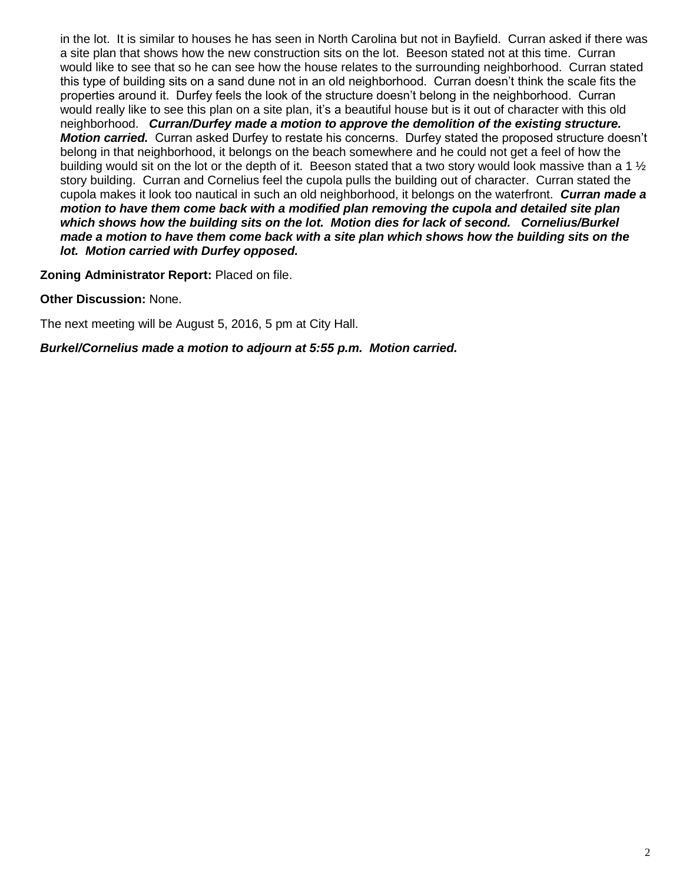in the lot. It is similar to houses he has seen in North Carolina but not in Bayfield. Curran asked if there was a site plan that shows how the new construction sits on the lot. Beeson stated not at this time. Curran would like to see that so he can see how the house relates to the surrounding neighborhood. Curran stated this type of building sits on a sand dune not in an old neighborhood. Curran doesn't think the scale fits the properties around it. Durfey feels the look of the structure doesn't belong in the neighborhood. Curran would really like to see this plan on a site plan, it's a beautiful house but is it out of character with this old neighborhood. ***Curran/Durfey made a motion to approve the demolition of the existing structure. Motion carried.*** Curran asked Durfey to restate his concerns. Durfey stated the proposed structure doesn't belong in that neighborhood, it belongs on the beach somewhere and he could not get a feel of how the building would sit on the lot or the depth of it. Beeson stated that a two story would look massive than a 1 ½ story building. Curran and Cornelius feel the cupola pulls the building out of character. Curran stated the cupola makes it look too nautical in such an old neighborhood, it belongs on the waterfront. ***Curran made a motion to have them come back with a modified plan removing the cupola and detailed site plan which shows how the building sits on the lot. Motion dies for lack of second. Cornelius/Burkel made a motion to have them come back with a site plan which shows how the building sits on the lot. Motion carried with Durfey opposed.***

**Zoning Administrator Report:** Placed on file.

**Other Discussion:** None.

The next meeting will be August 5, 2016, 5 pm at City Hall.

***Burkel/Cornelius made a motion to adjourn at 5:55 p.m. Motion carried.***